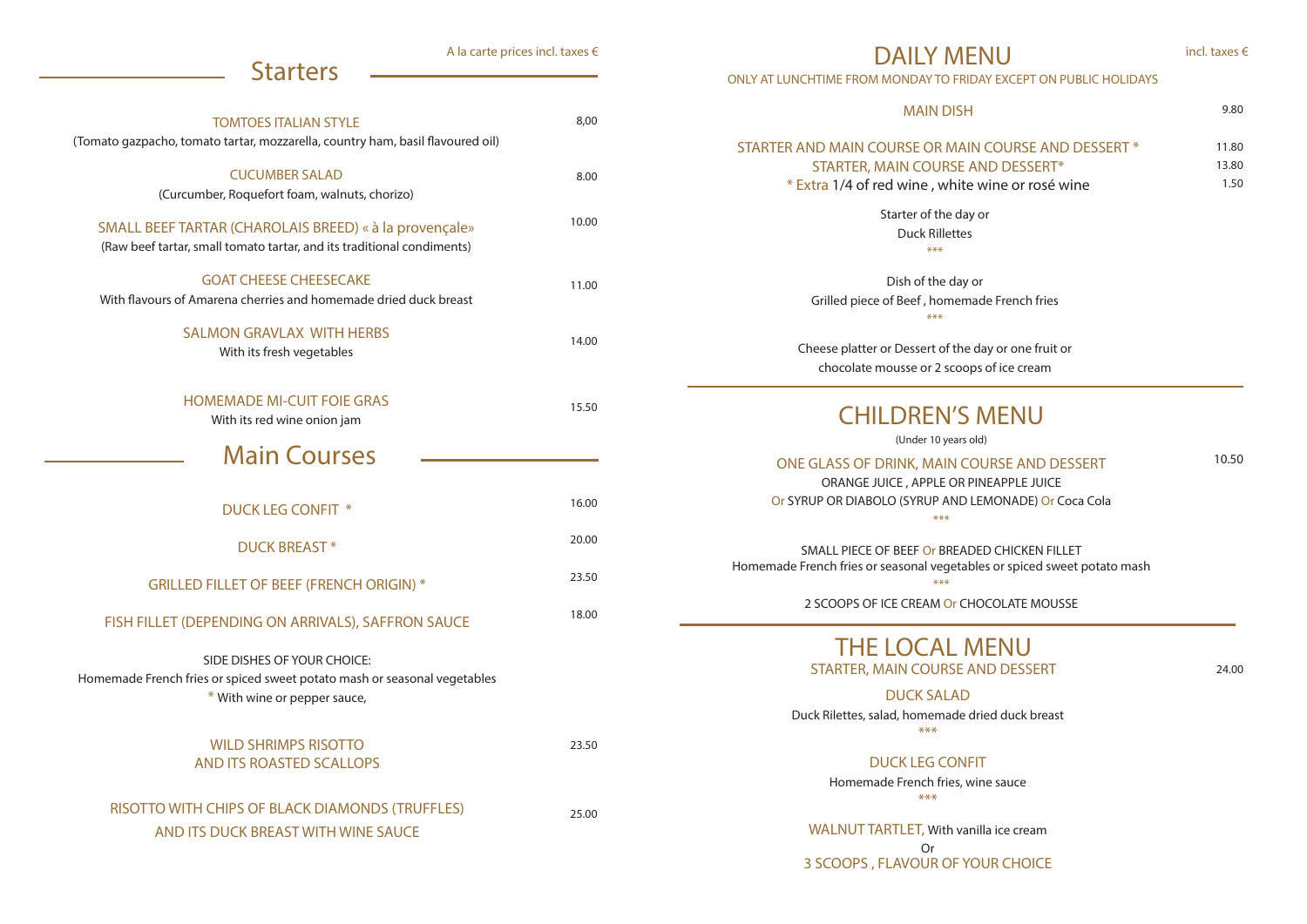## Starters

A la carte prices incl. taxes €

TOMTOES ITALIAN STYLE — 8,00
(Tomato gazpacho, tomato tartar, mozzarella, country ham, basil flavoured oil)

CUCUMBER SALAD — 8.00
(Curcumber, Roquefort foam, walnuts, chorizo)

SMALL BEEF TARTAR (CHAROLAIS BREED) « à la provençale» — 10.00
(Raw beef tartar, small tomato tartar, and its traditional condiments)

GOAT CHEESE CHEESECAKE — 11.00
With flavours of Amarena cherries and homemade dried duck breast

SALMON GRAVLAX WITH HERBS — 14.00
With its fresh vegetables

HOMEMADE MI-CUIT FOIE GRAS — 15.50
With its red wine onion jam

## Main Courses

DUCK LEG CONFIT * — 16.00

DUCK BREAST * — 20.00

GRILLED FILLET OF BEEF (FRENCH ORIGIN) * — 23.50

FISH FILLET (DEPENDING ON ARRIVALS), SAFFRON SAUCE — 18.00

SIDE DISHES OF YOUR CHOICE:
Homemade French fries or spiced sweet potato mash or seasonal vegetables
* With wine or pepper sauce,

WILD SHRIMPS RISOTTO
AND ITS ROASTED SCALLOPS — 23.50

RISOTTO WITH CHIPS OF BLACK DIAMONDS (TRUFFLES)
AND ITS DUCK BREAST WITH WINE SAUCE — 25.00

## DAILY MENU

incl. taxes €

ONLY AT LUNCHTIME FROM MONDAY TO FRIDAY EXCEPT ON PUBLIC HOLIDAYS

MAIN DISH — 9.80

STARTER AND MAIN COURSE OR MAIN COURSE AND DESSERT * — 11.80
STARTER, MAIN COURSE AND DESSERT* — 13.80
* Extra 1/4 of red wine , white wine or rosé wine — 1.50

Starter of the day or
Duck Rillettes
***

Dish of the day or
Grilled piece of Beef , homemade French fries
***

Cheese platter or Dessert of the day or one fruit or
chocolate mousse or 2 scoops of ice cream

## CHILDREN'S MENU

(Under 10 years old)

ONE GLASS OF DRINK, MAIN COURSE AND DESSERT — 10.50
ORANGE JUICE , APPLE OR PINEAPPLE JUICE
Or SYRUP OR DIABOLO (SYRUP AND LEMONADE) Or Coca Cola
***

SMALL PIECE OF BEEF Or BREADED CHICKEN FILLET
Homemade French fries or seasonal vegetables or spiced sweet potato mash
***

2 SCOOPS OF ICE CREAM Or CHOCOLATE MOUSSE

## THE LOCAL MENU

STARTER, MAIN COURSE AND DESSERT — 24.00

DUCK SALAD
Duck Rilettes, salad, homemade dried duck breast
***

DUCK LEG CONFIT
Homemade French fries, wine sauce
***

WALNUT TARTLET, With vanilla ice cream
Or
3 SCOOPS , FLAVOUR OF YOUR CHOICE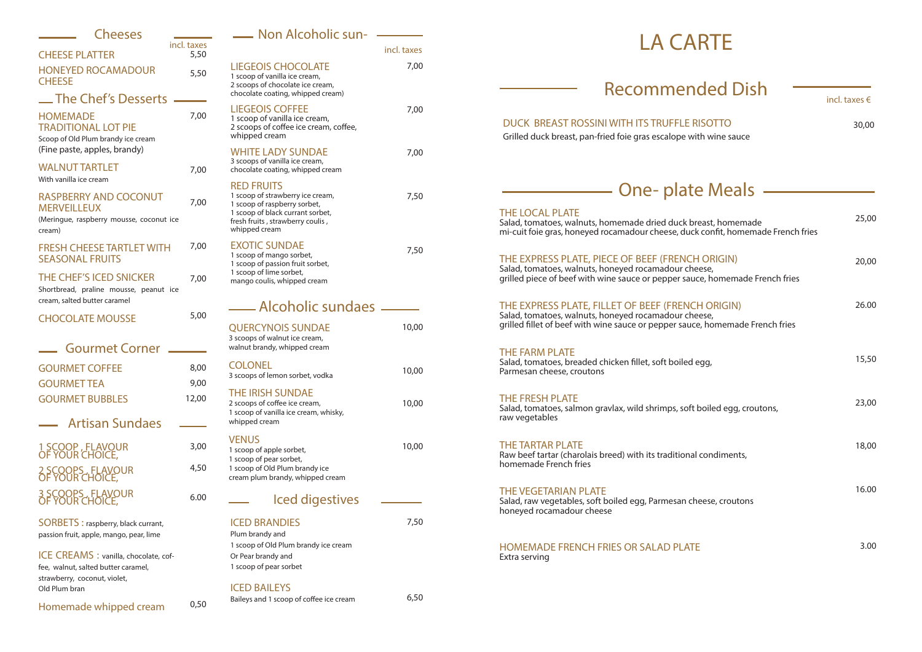## Cheeses

incl. taxes

CHEESE PLATTER 5,50

HONEYED ROCAMADOUR CHEESE 5,50

## The Chef's Desserts

HOMEMADE TRADITIONAL LOT PIE 7,00
Scoop of Old Plum brandy ice cream
(Fine paste, apples, brandy)

WALNUT TARTLET 7,00
With vanilla ice cream

RASPBERRY AND COCONUT MERVEILLEUX 7,00
(Meringue, raspberry mousse, coconut ice cream)

FRESH CHEESE TARTLET WITH SEASONAL FRUITS 7,00

THE CHEF'S ICED SNICKER 7,00
Shortbread, praline mousse, peanut ice cream, salted butter caramel

CHOCOLATE MOUSSE 5,00

## Gourmet Corner

GOURMET COFFEE 8,00

GOURMET TEA 9,00

GOURMET BUBBLES 12,00

## Artisan Sundaes

1 SCOOP , FLAVOUR OF YOUR CHOICE, 3,00

2 SCOOPS , FLAVOUR OF YOUR CHOICE, 4,50

3 SCOOPS , FLAVOUR OF YOUR CHOICE, 6.00

SORBETS : raspberry, black currant, passion fruit, apple, mango, pear, lime

ICE CREAMS : vanilla, chocolate, coffee, walnut, salted butter caramel, strawberry, coconut, violet, Old Plum bran

Homemade whipped cream 0,50

## Non Alcoholic sun-

incl. taxes

LIEGEOIS CHOCOLATE 7,00
1 scoop of vanilla ice cream,
2 scoops of chocolate ice cream,
chocolate coating, whipped cream)

LIEGEOIS COFFEE 7,00
1 scoop of vanilla ice cream,
2 scoops of coffee ice cream, coffee,
whipped cream

WHITE LADY SUNDAE 7,00
3 scoops of vanilla ice cream,
chocolate coating, whipped cream

RED FRUITS 7,50
1 scoop of strawberry ice cream,
1 scoop of raspberry sorbet,
1 scoop of black currant sorbet,
fresh fruits , strawberry coulis ,
whipped cream

EXOTIC SUNDAE 7,50
1 scoop of mango sorbet,
1 scoop of passion fruit sorbet,
1 scoop of lime sorbet,
mango coulis, whipped cream

## Alcoholic sundaes

QUERCYNOIS SUNDAE 10,00
3 scoops of walnut ice cream,
walnut brandy, whipped cream

COLONEL 10,00
3 scoops of lemon sorbet, vodka

THE IRISH SUNDAE 10,00
2 scoops of coffee ice cream,
1 scoop of vanilla ice cream, whisky,
whipped cream

VENUS 10,00
1 scoop of apple sorbet,
1 scoop of pear sorbet,
1 scoop of Old Plum brandy ice
cream plum brandy, whipped cream

## Iced digestives

ICED BRANDIES 7,50
Plum brandy and
1 scoop of Old Plum brandy ice cream
Or Pear brandy and
1 scoop of pear sorbet

ICED BAILEYS 6,50
Baileys and 1 scoop of coffee ice cream

# LA CARTE

## Recommended Dish

incl. taxes €

DUCK BREAST ROSSINI WITH ITS TRUFFLE RISOTTO 30,00
Grilled duck breast, pan-fried foie gras escalope with wine sauce

## One- plate Meals

THE LOCAL PLATE 25,00
Salad, tomatoes, walnuts, homemade dried duck breast, homemade
mi-cuit foie gras, honeyed rocamadour cheese, duck confit, homemade French fries

THE EXPRESS PLATE, PIECE OF BEEF (FRENCH ORIGIN) 20,00
Salad, tomatoes, walnuts, honeyed rocamadour cheese,
grilled piece of beef with wine sauce or pepper sauce, homemade French fries

THE EXPRESS PLATE, FILLET OF BEEF (FRENCH ORIGIN) 26.00
Salad, tomatoes, walnuts, honeyed rocamadour cheese,
grilled fillet of beef with wine sauce or pepper sauce, homemade French fries

THE FARM PLATE 15,50
Salad, tomatoes, breaded chicken fillet, soft boiled egg,
Parmesan cheese, croutons

THE FRESH PLATE 23,00
Salad, tomatoes, salmon gravlax, wild shrimps, soft boiled egg, croutons,
raw vegetables

THE TARTAR PLATE 18,00
Raw beef tartar (charolais breed) with its traditional condiments,
homemade French fries

THE VEGETARIAN PLATE 16.00
Salad, raw vegetables, soft boiled egg, Parmesan cheese, croutons
honeyed rocamadour cheese

HOMEMADE FRENCH FRIES OR SALAD PLATE 3.00
Extra serving